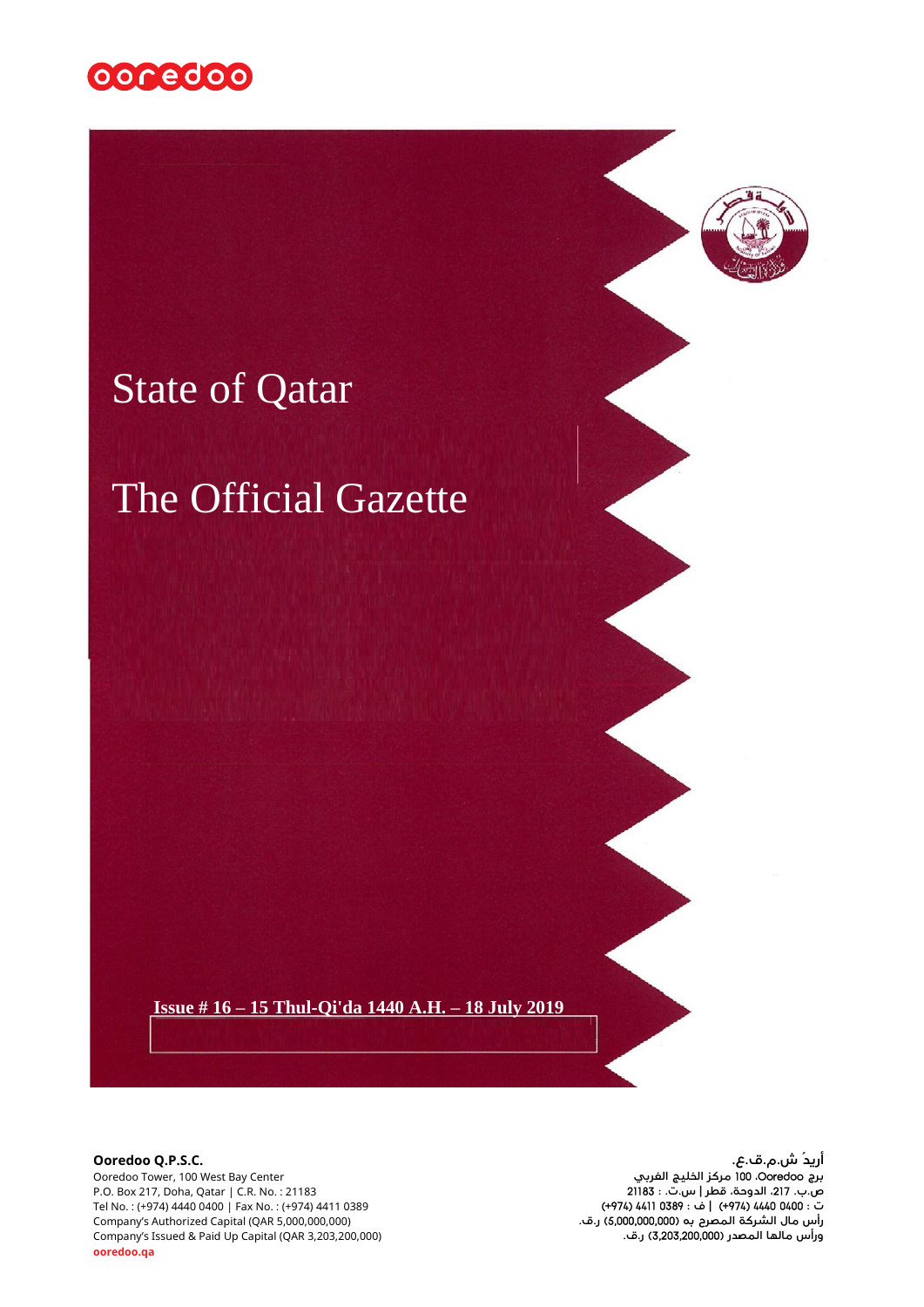# State of Qatar

# The Official Gazette

**Issue # 16 – 15 Thul-Qi'da 1440 A.H. – 18 July 2019**

**Ooredoo Q.P.S.C.**
Ooredoo Tower, 100 West Bay Center
P.O. Box 217, Doha, Qatar | C.R. No. : 21183
Tel No. : (+974) 4440 0400 | Fax No. : (+974) 4411 0389
Company's Authorized Capital (QAR 5,000,000,000)
Company's Issued & Paid Up Capital (QAR 3,203,200,000)
**ooredoo.qa**

**أريدُ ش.م.ق.ع.**
برج Ooredoo، 100 مركز الخليج الغربي
ص.ب. 217، الدوحة، قطر | س.ت. : 21183
ت : 0400 4440 (974+) | ف : 0389 4411 (974+)
رأس مال الشركة المصرح به (5,000,000,000) ر.ق.
ورأس مالها المصدر (3,203,200,000) ر.ق.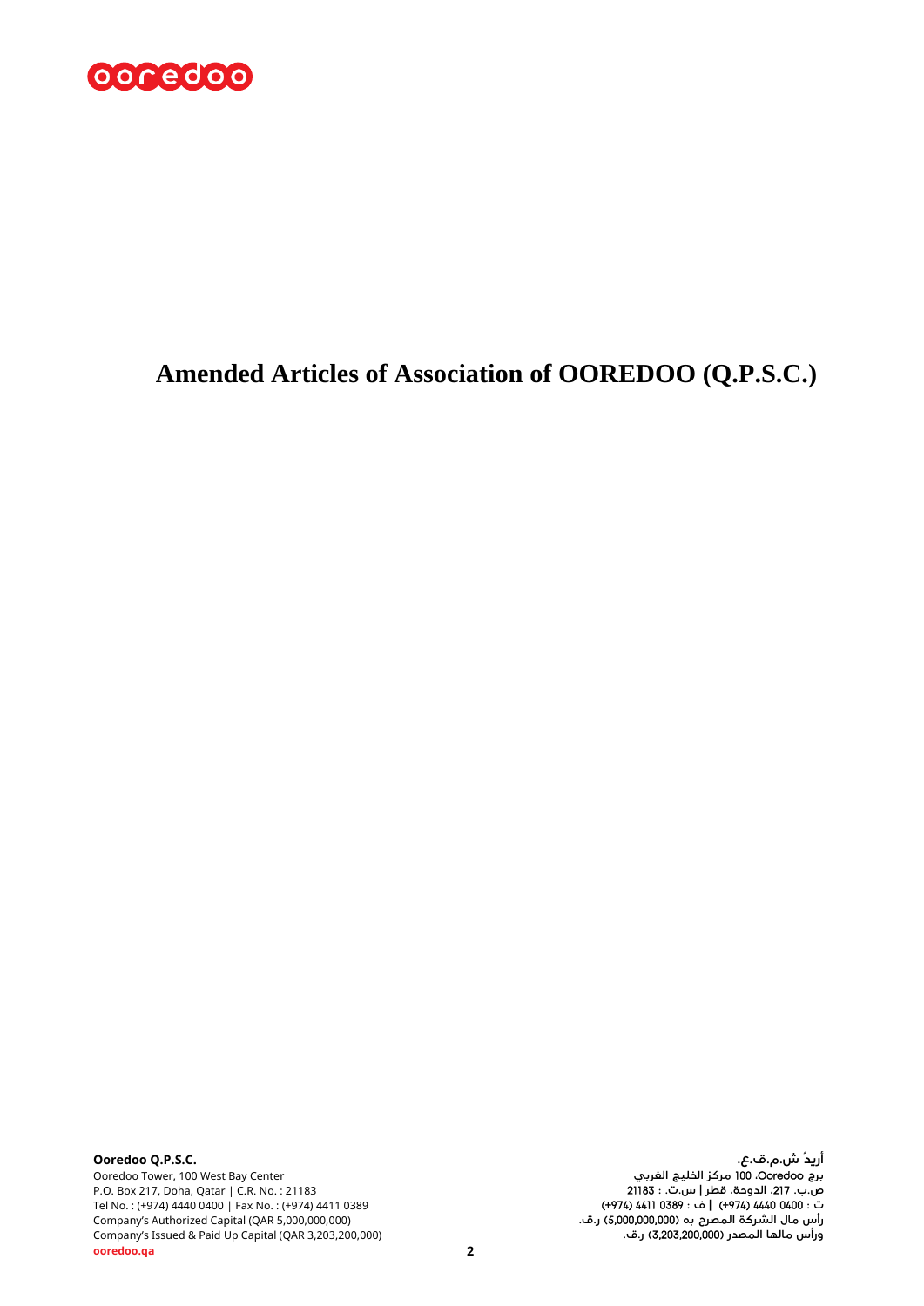# Amended Articles of Association of OOREDOO (Q.P.S.C.)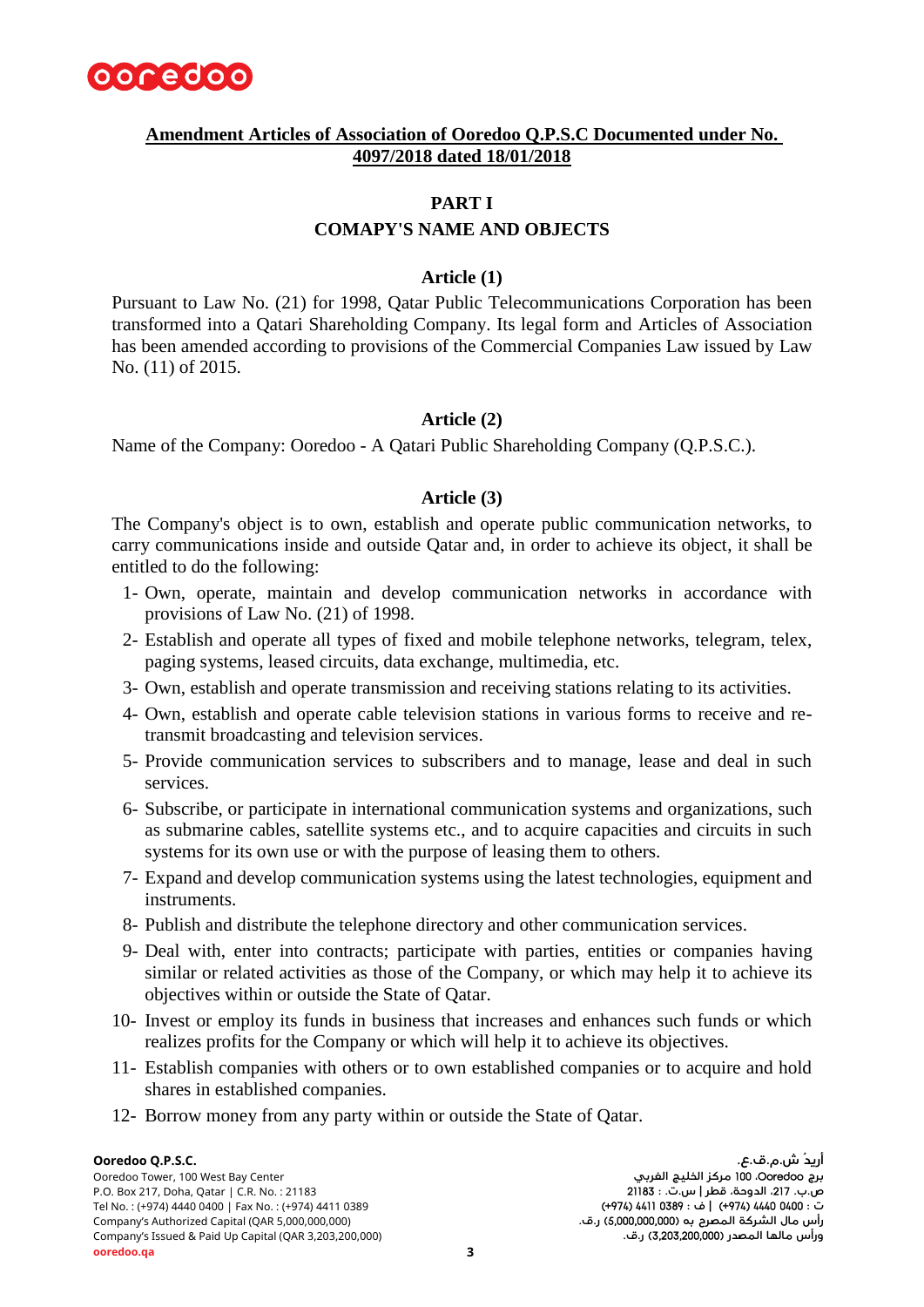**Amendment Articles of Association of Ooredoo Q.P.S.C Documented under No. 4097/2018 dated 18/01/2018**

## PART I

## COMAPY'S NAME AND OBJECTS

### Article (1)

Pursuant to Law No. (21) for 1998, Qatar Public Telecommunications Corporation has been transformed into a Qatari Shareholding Company. Its legal form and Articles of Association has been amended according to provisions of the Commercial Companies Law issued by Law No. (11) of 2015.

### Article (2)

Name of the Company: Ooredoo - A Qatari Public Shareholding Company (Q.P.S.C.).

### Article (3)

The Company's object is to own, establish and operate public communication networks, to carry communications inside and outside Qatar and, in order to achieve its object, it shall be entitled to do the following:

1- Own, operate, maintain and develop communication networks in accordance with provisions of Law No. (21) of 1998.
2- Establish and operate all types of fixed and mobile telephone networks, telegram, telex, paging systems, leased circuits, data exchange, multimedia, etc.
3- Own, establish and operate transmission and receiving stations relating to its activities.
4- Own, establish and operate cable television stations in various forms to receive and re-transmit broadcasting and television services.
5- Provide communication services to subscribers and to manage, lease and deal in such services.
6- Subscribe, or participate in international communication systems and organizations, such as submarine cables, satellite systems etc., and to acquire capacities and circuits in such systems for its own use or with the purpose of leasing them to others.
7- Expand and develop communication systems using the latest technologies, equipment and instruments.
8- Publish and distribute the telephone directory and other communication services.
9- Deal with, enter into contracts; participate with parties, entities or companies having similar or related activities as those of the Company, or which may help it to achieve its objectives within or outside the State of Qatar.
10- Invest or employ its funds in business that increases and enhances such funds or which realizes profits for the Company or which will help it to achieve its objectives.
11- Establish companies with others or to own established companies or to acquire and hold shares in established companies.
12- Borrow money from any party within or outside the State of Qatar.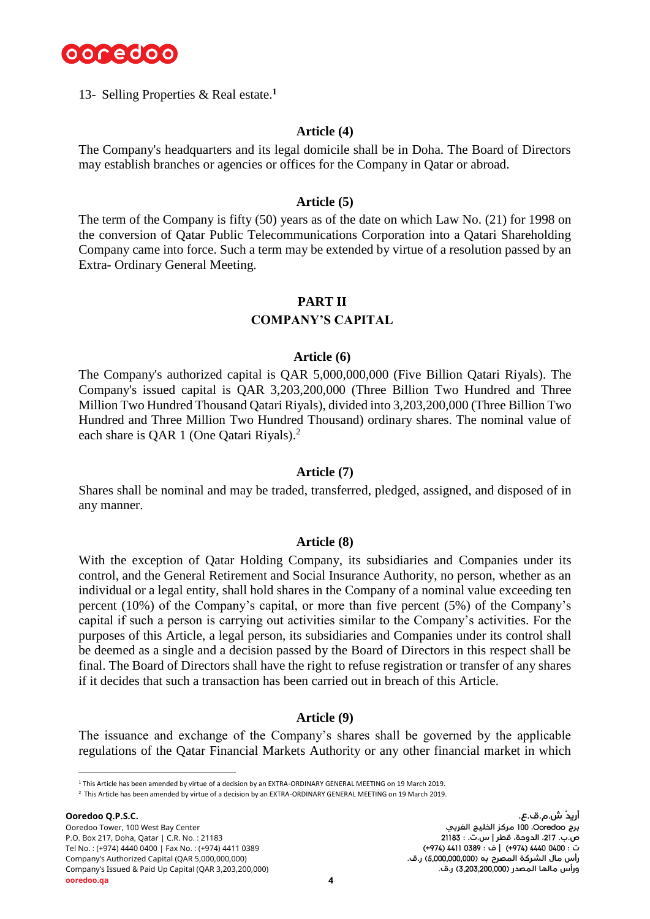13- Selling Properties & Real estate.[1]

### Article (4)

The Company's headquarters and its legal domicile shall be in Doha. The Board of Directors may establish branches or agencies or offices for the Company in Qatar or abroad.

### Article (5)

The term of the Company is fifty (50) years as of the date on which Law No. (21) for 1998 on the conversion of Qatar Public Telecommunications Corporation into a Qatari Shareholding Company came into force. Such a term may be extended by virtue of a resolution passed by an Extra- Ordinary General Meeting.

## PART II
## COMPANY'S CAPITAL

### Article (6)

The Company's authorized capital is QAR 5,000,000,000 (Five Billion Qatari Riyals). The Company's issued capital is QAR 3,203,200,000 (Three Billion Two Hundred and Three Million Two Hundred Thousand Qatari Riyals), divided into 3,203,200,000 (Three Billion Two Hundred and Three Million Two Hundred Thousand) ordinary shares. The nominal value of each share is QAR 1 (One Qatari Riyals).[2]

### Article (7)

Shares shall be nominal and may be traded, transferred, pledged, assigned, and disposed of in any manner.

### Article (8)

With the exception of Qatar Holding Company, its subsidiaries and Companies under its control, and the General Retirement and Social Insurance Authority, no person, whether as an individual or a legal entity, shall hold shares in the Company of a nominal value exceeding ten percent (10%) of the Company's capital, or more than five percent (5%) of the Company's capital if such a person is carrying out activities similar to the Company's activities. For the purposes of this Article, a legal person, its subsidiaries and Companies under its control shall be deemed as a single and a decision passed by the Board of Directors in this respect shall be final. The Board of Directors shall have the right to refuse registration or transfer of any shares if it decides that such a transaction has been carried out in breach of this Article.

### Article (9)

The issuance and exchange of the Company's shares shall be governed by the applicable regulations of the Qatar Financial Markets Authority or any other financial market in which

---

[1] This Article has been amended by virtue of a decision by an EXTRA-ORDINARY GENERAL MEETING on 19 March 2019.

[2] This Article has been amended by virtue of a decision by an EXTRA-ORDINARY GENERAL MEETING on 19 March 2019.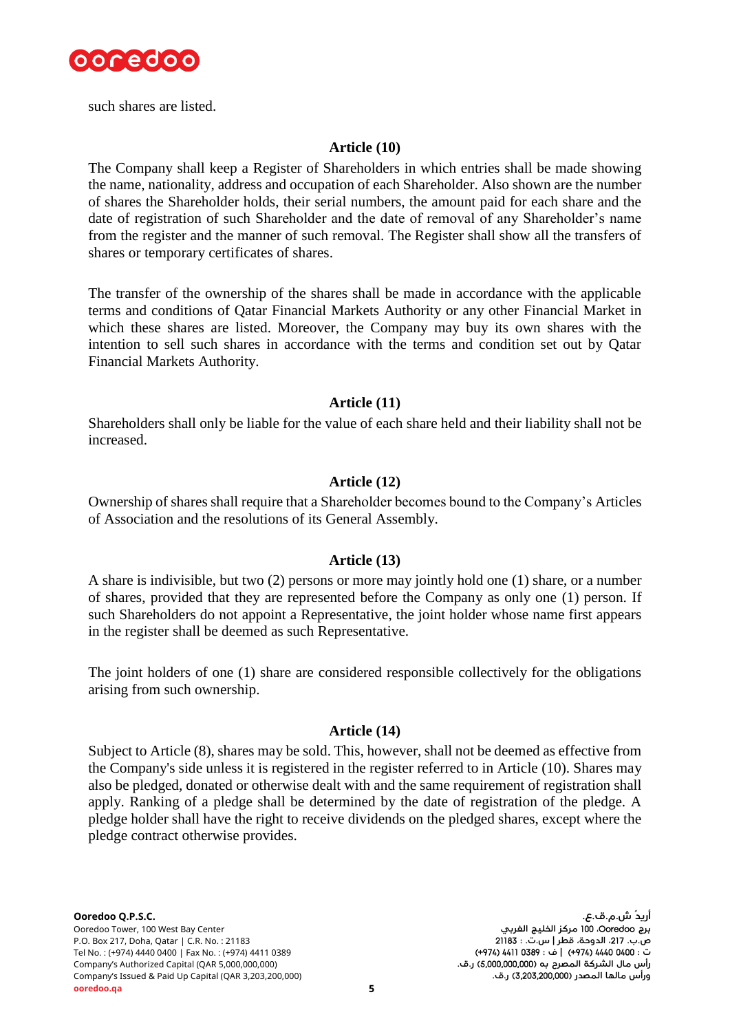such shares are listed.

### Article (10)

The Company shall keep a Register of Shareholders in which entries shall be made showing the name, nationality, address and occupation of each Shareholder. Also shown are the number of shares the Shareholder holds, their serial numbers, the amount paid for each share and the date of registration of such Shareholder and the date of removal of any Shareholder's name from the register and the manner of such removal. The Register shall show all the transfers of shares or temporary certificates of shares.

The transfer of the ownership of the shares shall be made in accordance with the applicable terms and conditions of Qatar Financial Markets Authority or any other Financial Market in which these shares are listed. Moreover, the Company may buy its own shares with the intention to sell such shares in accordance with the terms and condition set out by Qatar Financial Markets Authority.

### Article (11)

Shareholders shall only be liable for the value of each share held and their liability shall not be increased.

### Article (12)

Ownership of shares shall require that a Shareholder becomes bound to the Company's Articles of Association and the resolutions of its General Assembly.

### Article (13)

A share is indivisible, but two (2) persons or more may jointly hold one (1) share, or a number of shares, provided that they are represented before the Company as only one (1) person. If such Shareholders do not appoint a Representative, the joint holder whose name first appears in the register shall be deemed as such Representative.

The joint holders of one (1) share are considered responsible collectively for the obligations arising from such ownership.

### Article (14)

Subject to Article (8), shares may be sold. This, however, shall not be deemed as effective from the Company's side unless it is registered in the register referred to in Article (10). Shares may also be pledged, donated or otherwise dealt with and the same requirement of registration shall apply. Ranking of a pledge shall be determined by the date of registration of the pledge. A pledge holder shall have the right to receive dividends on the pledged shares, except where the pledge contract otherwise provides.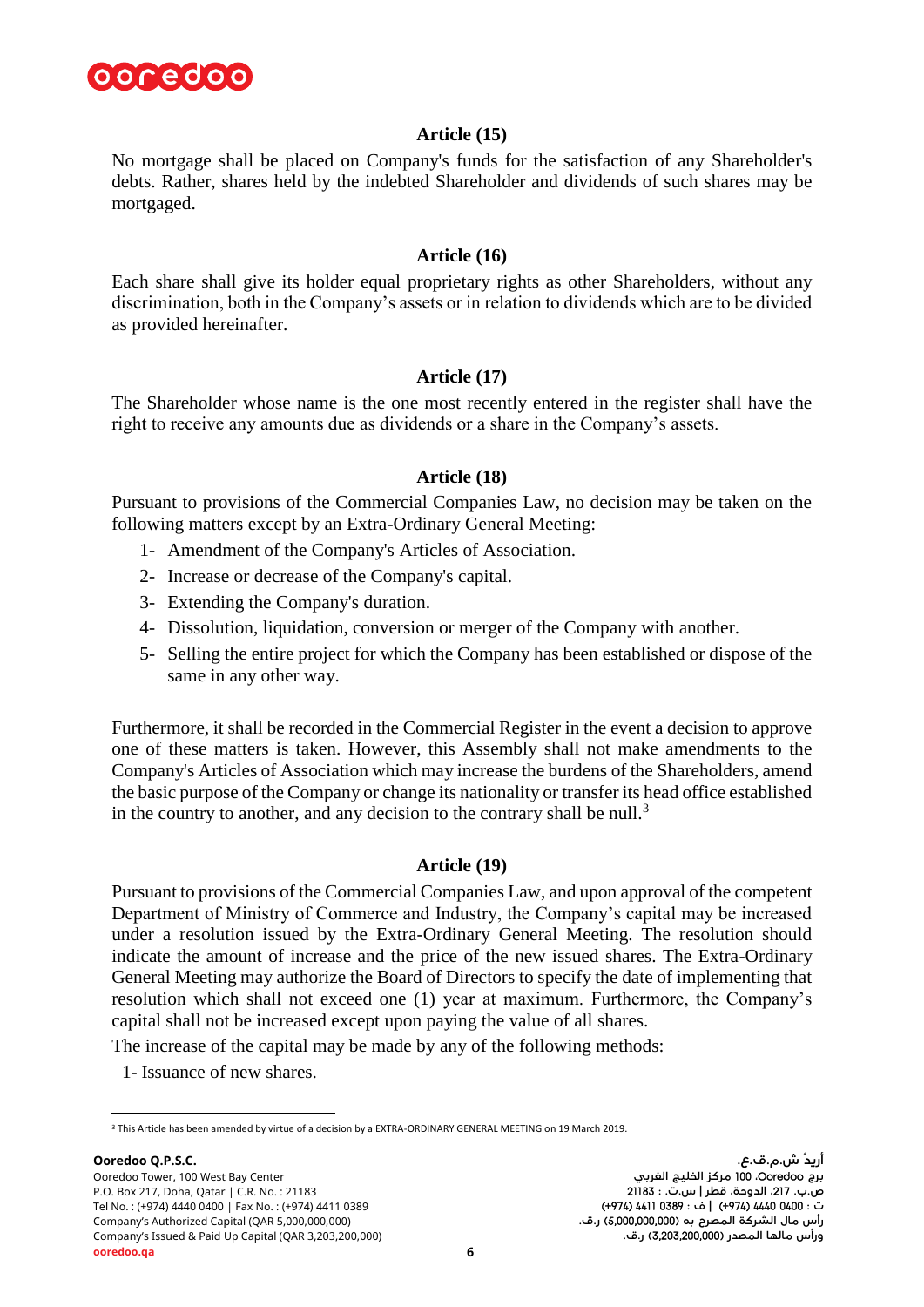### Article (15)

No mortgage shall be placed on Company's funds for the satisfaction of any Shareholder's debts. Rather, shares held by the indebted Shareholder and dividends of such shares may be mortgaged.

### Article (16)

Each share shall give its holder equal proprietary rights as other Shareholders, without any discrimination, both in the Company's assets or in relation to dividends which are to be divided as provided hereinafter.

### Article (17)

The Shareholder whose name is the one most recently entered in the register shall have the right to receive any amounts due as dividends or a share in the Company's assets.

### Article (18)

Pursuant to provisions of the Commercial Companies Law, no decision may be taken on the following matters except by an Extra-Ordinary General Meeting:

1- Amendment of the Company's Articles of Association.
2- Increase or decrease of the Company's capital.
3- Extending the Company's duration.
4- Dissolution, liquidation, conversion or merger of the Company with another.
5- Selling the entire project for which the Company has been established or dispose of the same in any other way.

Furthermore, it shall be recorded in the Commercial Register in the event a decision to approve one of these matters is taken. However, this Assembly shall not make amendments to the Company's Articles of Association which may increase the burdens of the Shareholders, amend the basic purpose of the Company or change its nationality or transfer its head office established in the country to another, and any decision to the contrary shall be null.[3]

### Article (19)

Pursuant to provisions of the Commercial Companies Law, and upon approval of the competent Department of Ministry of Commerce and Industry, the Company's capital may be increased under a resolution issued by the Extra-Ordinary General Meeting. The resolution should indicate the amount of increase and the price of the new issued shares. The Extra-Ordinary General Meeting may authorize the Board of Directors to specify the date of implementing that resolution which shall not exceed one (1) year at maximum. Furthermore, the Company's capital shall not be increased except upon paying the value of all shares.

The increase of the capital may be made by any of the following methods:

1- Issuance of new shares.

[3] This Article has been amended by virtue of a decision by a EXTRA-ORDINARY GENERAL MEETING on 19 March 2019.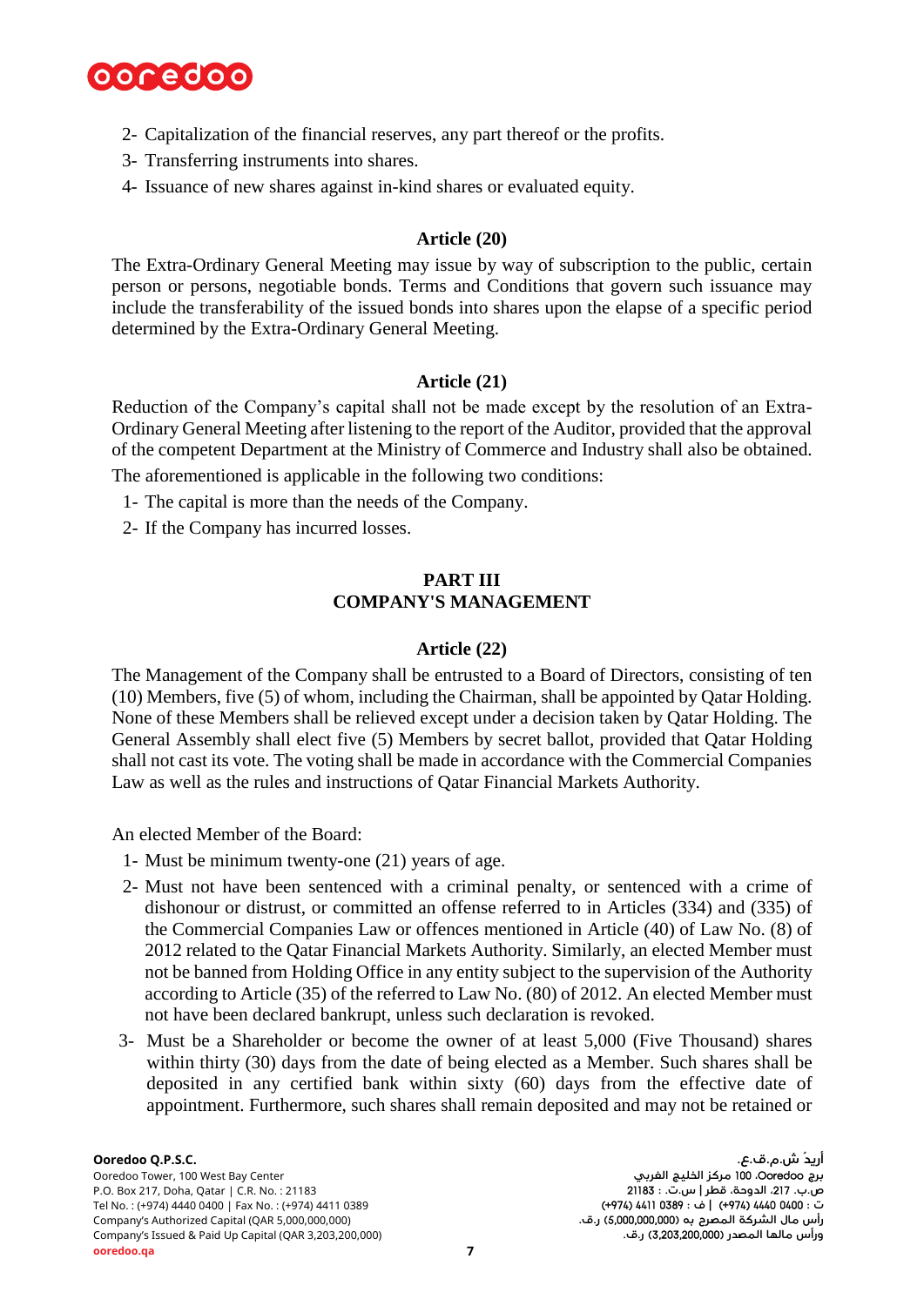2- Capitalization of the financial reserves, any part thereof or the profits.
3- Transferring instruments into shares.
4- Issuance of new shares against in-kind shares or evaluated equity.

### Article (20)

The Extra-Ordinary General Meeting may issue by way of subscription to the public, certain person or persons, negotiable bonds. Terms and Conditions that govern such issuance may include the transferability of the issued bonds into shares upon the elapse of a specific period determined by the Extra-Ordinary General Meeting.

### Article (21)

Reduction of the Company's capital shall not be made except by the resolution of an Extra-Ordinary General Meeting after listening to the report of the Auditor, provided that the approval of the competent Department at the Ministry of Commerce and Industry shall also be obtained.

The aforementioned is applicable in the following two conditions:

1- The capital is more than the needs of the Company.
2- If the Company has incurred losses.

## PART III
## COMPANY'S MANAGEMENT

### Article (22)

The Management of the Company shall be entrusted to a Board of Directors, consisting of ten (10) Members, five (5) of whom, including the Chairman, shall be appointed by Qatar Holding. None of these Members shall be relieved except under a decision taken by Qatar Holding. The General Assembly shall elect five (5) Members by secret ballot, provided that Qatar Holding shall not cast its vote. The voting shall be made in accordance with the Commercial Companies Law as well as the rules and instructions of Qatar Financial Markets Authority.

An elected Member of the Board:

1- Must be minimum twenty-one (21) years of age.
2- Must not have been sentenced with a criminal penalty, or sentenced with a crime of dishonour or distrust, or committed an offense referred to in Articles (334) and (335) of the Commercial Companies Law or offences mentioned in Article (40) of Law No. (8) of 2012 related to the Qatar Financial Markets Authority. Similarly, an elected Member must not be banned from Holding Office in any entity subject to the supervision of the Authority according to Article (35) of the referred to Law No. (80) of 2012. An elected Member must not have been declared bankrupt, unless such declaration is revoked.
3- Must be a Shareholder or become the owner of at least 5,000 (Five Thousand) shares within thirty (30) days from the date of being elected as a Member. Such shares shall be deposited in any certified bank within sixty (60) days from the effective date of appointment. Furthermore, such shares shall remain deposited and may not be retained or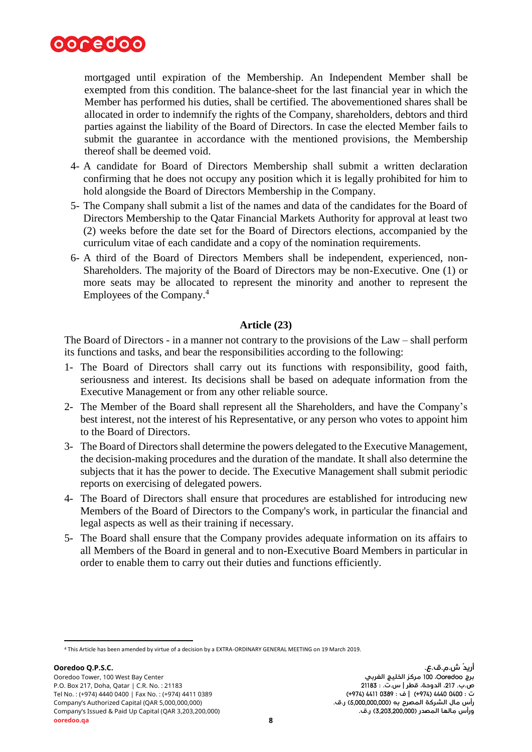mortgaged until expiration of the Membership. An Independent Member shall be exempted from this condition. The balance-sheet for the last financial year in which the Member has performed his duties, shall be certified. The abovementioned shares shall be allocated in order to indemnify the rights of the Company, shareholders, debtors and third parties against the liability of the Board of Directors. In case the elected Member fails to submit the guarantee in accordance with the mentioned provisions, the Membership thereof shall be deemed void.

4- A candidate for Board of Directors Membership shall submit a written declaration confirming that he does not occupy any position which it is legally prohibited for him to hold alongside the Board of Directors Membership in the Company.

5- The Company shall submit a list of the names and data of the candidates for the Board of Directors Membership to the Qatar Financial Markets Authority for approval at least two (2) weeks before the date set for the Board of Directors elections, accompanied by the curriculum vitae of each candidate and a copy of the nomination requirements.

6- A third of the Board of Directors Members shall be independent, experienced, non-Shareholders. The majority of the Board of Directors may be non-Executive. One (1) or more seats may be allocated to represent the minority and another to represent the Employees of the Company.[4]

## Article (23)

The Board of Directors - in a manner not contrary to the provisions of the Law – shall perform its functions and tasks, and bear the responsibilities according to the following:

1- The Board of Directors shall carry out its functions with responsibility, good faith, seriousness and interest. Its decisions shall be based on adequate information from the Executive Management or from any other reliable source.

2- The Member of the Board shall represent all the Shareholders, and have the Company's best interest, not the interest of his Representative, or any person who votes to appoint him to the Board of Directors.

3- The Board of Directors shall determine the powers delegated to the Executive Management, the decision-making procedures and the duration of the mandate. It shall also determine the subjects that it has the power to decide. The Executive Management shall submit periodic reports on exercising of delegated powers.

4- The Board of Directors shall ensure that procedures are established for introducing new Members of the Board of Directors to the Company's work, in particular the financial and legal aspects as well as their training if necessary.

5- The Board shall ensure that the Company provides adequate information on its affairs to all Members of the Board in general and to non-Executive Board Members in particular in order to enable them to carry out their duties and functions efficiently.

---

[4] This Article has been amended by virtue of a decision by a EXTRA-ORDINARY GENERAL MEETING on 19 March 2019.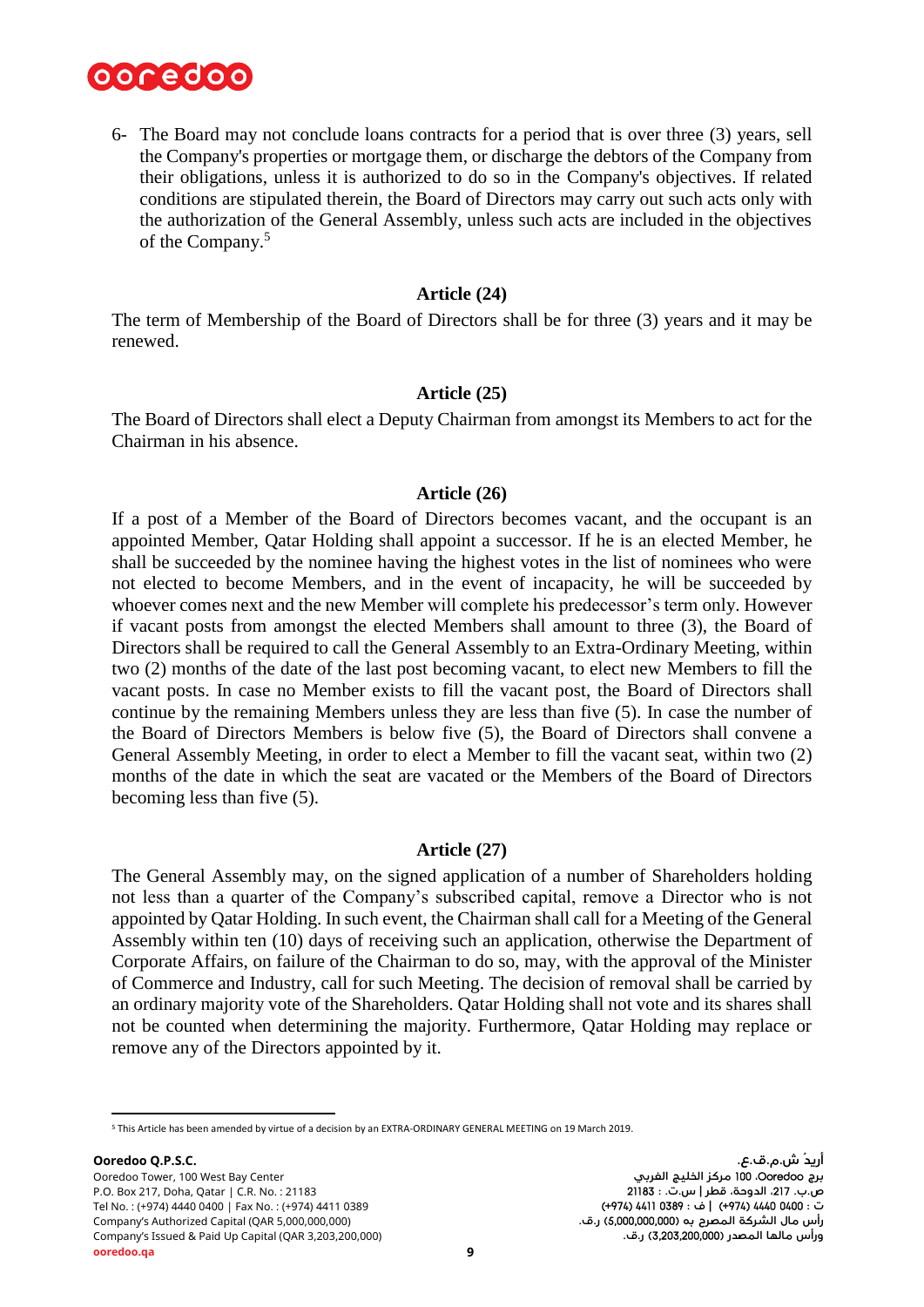6- The Board may not conclude loans contracts for a period that is over three (3) years, sell the Company's properties or mortgage them, or discharge the debtors of the Company from their obligations, unless it is authorized to do so in the Company's objectives. If related conditions are stipulated therein, the Board of Directors may carry out such acts only with the authorization of the General Assembly, unless such acts are included in the objectives of the Company.[5]

### Article (24)

The term of Membership of the Board of Directors shall be for three (3) years and it may be renewed.

### Article (25)

The Board of Directors shall elect a Deputy Chairman from amongst its Members to act for the Chairman in his absence.

### Article (26)

If a post of a Member of the Board of Directors becomes vacant, and the occupant is an appointed Member, Qatar Holding shall appoint a successor. If he is an elected Member, he shall be succeeded by the nominee having the highest votes in the list of nominees who were not elected to become Members, and in the event of incapacity, he will be succeeded by whoever comes next and the new Member will complete his predecessor's term only. However if vacant posts from amongst the elected Members shall amount to three (3), the Board of Directors shall be required to call the General Assembly to an Extra-Ordinary Meeting, within two (2) months of the date of the last post becoming vacant, to elect new Members to fill the vacant posts. In case no Member exists to fill the vacant post, the Board of Directors shall continue by the remaining Members unless they are less than five (5). In case the number of the Board of Directors Members is below five (5), the Board of Directors shall convene a General Assembly Meeting, in order to elect a Member to fill the vacant seat, within two (2) months of the date in which the seat are vacated or the Members of the Board of Directors becoming less than five (5).

### Article (27)

The General Assembly may, on the signed application of a number of Shareholders holding not less than a quarter of the Company's subscribed capital, remove a Director who is not appointed by Qatar Holding. In such event, the Chairman shall call for a Meeting of the General Assembly within ten (10) days of receiving such an application, otherwise the Department of Corporate Affairs, on failure of the Chairman to do so, may, with the approval of the Minister of Commerce and Industry, call for such Meeting. The decision of removal shall be carried by an ordinary majority vote of the Shareholders. Qatar Holding shall not vote and its shares shall not be counted when determining the majority. Furthermore, Qatar Holding may replace or remove any of the Directors appointed by it.

[5] This Article has been amended by virtue of a decision by an EXTRA-ORDINARY GENERAL MEETING on 19 March 2019.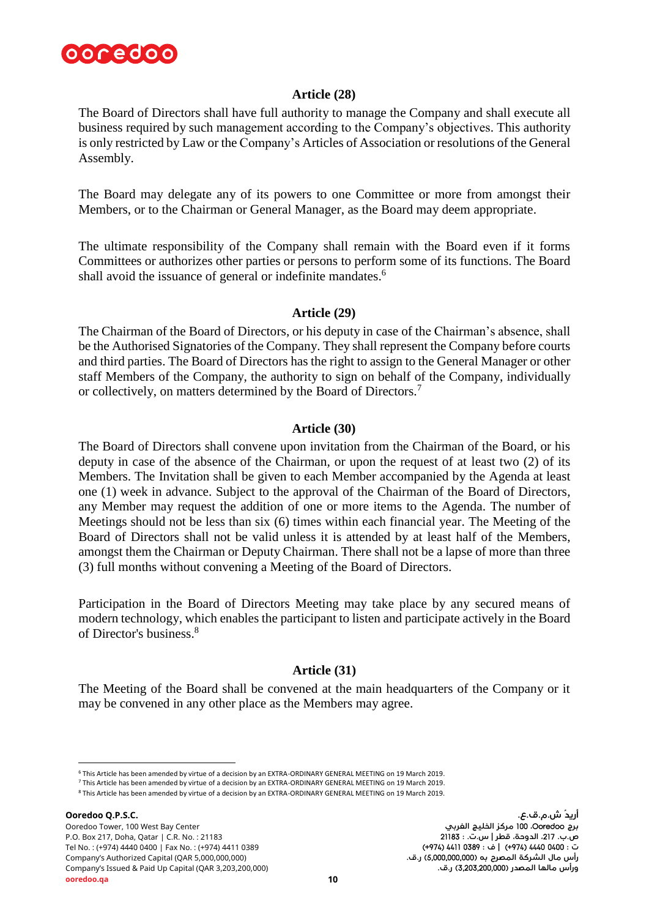## Article (28)

The Board of Directors shall have full authority to manage the Company and shall execute all business required by such management according to the Company's objectives. This authority is only restricted by Law or the Company's Articles of Association or resolutions of the General Assembly.

The Board may delegate any of its powers to one Committee or more from amongst their Members, or to the Chairman or General Manager, as the Board may deem appropriate.

The ultimate responsibility of the Company shall remain with the Board even if it forms Committees or authorizes other parties or persons to perform some of its functions. The Board shall avoid the issuance of general or indefinite mandates.[6]

## Article (29)

The Chairman of the Board of Directors, or his deputy in case of the Chairman's absence, shall be the Authorised Signatories of the Company. They shall represent the Company before courts and third parties. The Board of Directors has the right to assign to the General Manager or other staff Members of the Company, the authority to sign on behalf of the Company, individually or collectively, on matters determined by the Board of Directors.[7]

## Article (30)

The Board of Directors shall convene upon invitation from the Chairman of the Board, or his deputy in case of the absence of the Chairman, or upon the request of at least two (2) of its Members. The Invitation shall be given to each Member accompanied by the Agenda at least one (1) week in advance. Subject to the approval of the Chairman of the Board of Directors, any Member may request the addition of one or more items to the Agenda. The number of Meetings should not be less than six (6) times within each financial year. The Meeting of the Board of Directors shall not be valid unless it is attended by at least half of the Members, amongst them the Chairman or Deputy Chairman. There shall not be a lapse of more than three (3) full months without convening a Meeting of the Board of Directors.

Participation in the Board of Directors Meeting may take place by any secured means of modern technology, which enables the participant to listen and participate actively in the Board of Director's business.[8]

## Article (31)

The Meeting of the Board shall be convened at the main headquarters of the Company or it may be convened in any other place as the Members may agree.

---

[6] This Article has been amended by virtue of a decision by an EXTRA-ORDINARY GENERAL MEETING on 19 March 2019.

[7] This Article has been amended by virtue of a decision by an EXTRA-ORDINARY GENERAL MEETING on 19 March 2019.

[8] This Article has been amended by virtue of a decision by an EXTRA-ORDINARY GENERAL MEETING on 19 March 2019.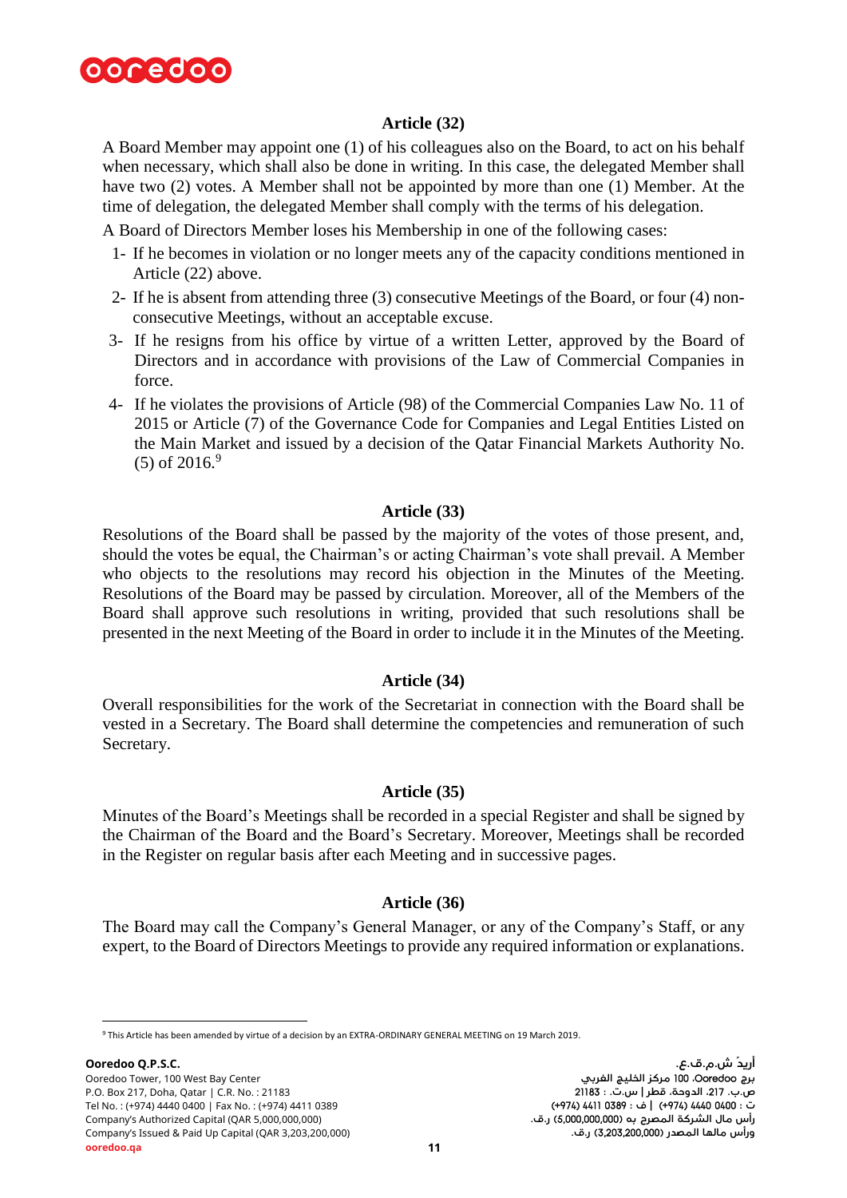### Article (32)

A Board Member may appoint one (1) of his colleagues also on the Board, to act on his behalf when necessary, which shall also be done in writing. In this case, the delegated Member shall have two (2) votes. A Member shall not be appointed by more than one (1) Member. At the time of delegation, the delegated Member shall comply with the terms of his delegation.

A Board of Directors Member loses his Membership in one of the following cases:

1- If he becomes in violation or no longer meets any of the capacity conditions mentioned in Article (22) above.
2- If he is absent from attending three (3) consecutive Meetings of the Board, or four (4) non-consecutive Meetings, without an acceptable excuse.
3- If he resigns from his office by virtue of a written Letter, approved by the Board of Directors and in accordance with provisions of the Law of Commercial Companies in force.
4- If he violates the provisions of Article (98) of the Commercial Companies Law No. 11 of 2015 or Article (7) of the Governance Code for Companies and Legal Entities Listed on the Main Market and issued by a decision of the Qatar Financial Markets Authority No. (5) of 2016.[9]

### Article (33)

Resolutions of the Board shall be passed by the majority of the votes of those present, and, should the votes be equal, the Chairman's or acting Chairman's vote shall prevail. A Member who objects to the resolutions may record his objection in the Minutes of the Meeting. Resolutions of the Board may be passed by circulation. Moreover, all of the Members of the Board shall approve such resolutions in writing, provided that such resolutions shall be presented in the next Meeting of the Board in order to include it in the Minutes of the Meeting.

### Article (34)

Overall responsibilities for the work of the Secretariat in connection with the Board shall be vested in a Secretary. The Board shall determine the competencies and remuneration of such Secretary.

### Article (35)

Minutes of the Board's Meetings shall be recorded in a special Register and shall be signed by the Chairman of the Board and the Board's Secretary. Moreover, Meetings shall be recorded in the Register on regular basis after each Meeting and in successive pages.

### Article (36)

The Board may call the Company's General Manager, or any of the Company's Staff, or any expert, to the Board of Directors Meetings to provide any required information or explanations.

---

[9] This Article has been amended by virtue of a decision by an EXTRA-ORDINARY GENERAL MEETING on 19 March 2019.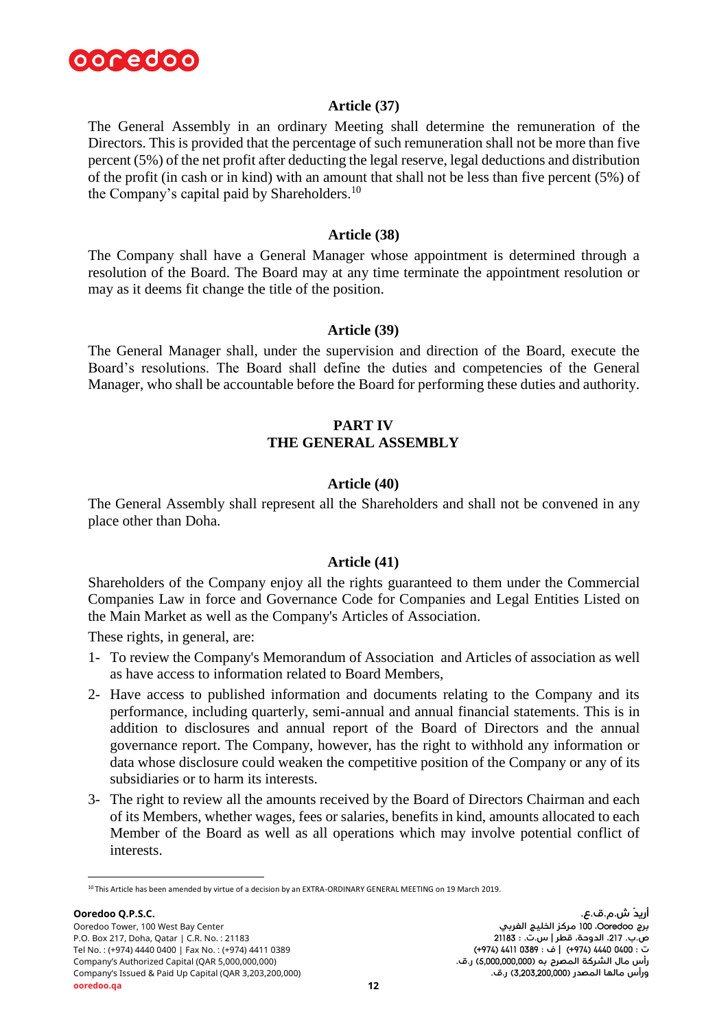### Article (37)

The General Assembly in an ordinary Meeting shall determine the remuneration of the Directors. This is provided that the percentage of such remuneration shall not be more than five percent (5%) of the net profit after deducting the legal reserve, legal deductions and distribution of the profit (in cash or in kind) with an amount that shall not be less than five percent (5%) of the Company's capital paid by Shareholders.[10]

### Article (38)

The Company shall have a General Manager whose appointment is determined through a resolution of the Board. The Board may at any time terminate the appointment resolution or may as it deems fit change the title of the position.

### Article (39)

The General Manager shall, under the supervision and direction of the Board, execute the Board's resolutions. The Board shall define the duties and competencies of the General Manager, who shall be accountable before the Board for performing these duties and authority.

## PART IV
## THE GENERAL ASSEMBLY

### Article (40)

The General Assembly shall represent all the Shareholders and shall not be convened in any place other than Doha.

### Article (41)

Shareholders of the Company enjoy all the rights guaranteed to them under the Commercial Companies Law in force and Governance Code for Companies and Legal Entities Listed on the Main Market as well as the Company's Articles of Association.

These rights, in general, are:

1- To review the Company's Memorandum of Association and Articles of association as well as have access to information related to Board Members,

2- Have access to published information and documents relating to the Company and its performance, including quarterly, semi-annual and annual financial statements. This is in addition to disclosures and annual report of the Board of Directors and the annual governance report. The Company, however, has the right to withhold any information or data whose disclosure could weaken the competitive position of the Company or any of its subsidiaries or to harm its interests.

3- The right to review all the amounts received by the Board of Directors Chairman and each of its Members, whether wages, fees or salaries, benefits in kind, amounts allocated to each Member of the Board as well as all operations which may involve potential conflict of interests.

---

[10] This Article has been amended by virtue of a decision by an EXTRA-ORDINARY GENERAL MEETING on 19 March 2019.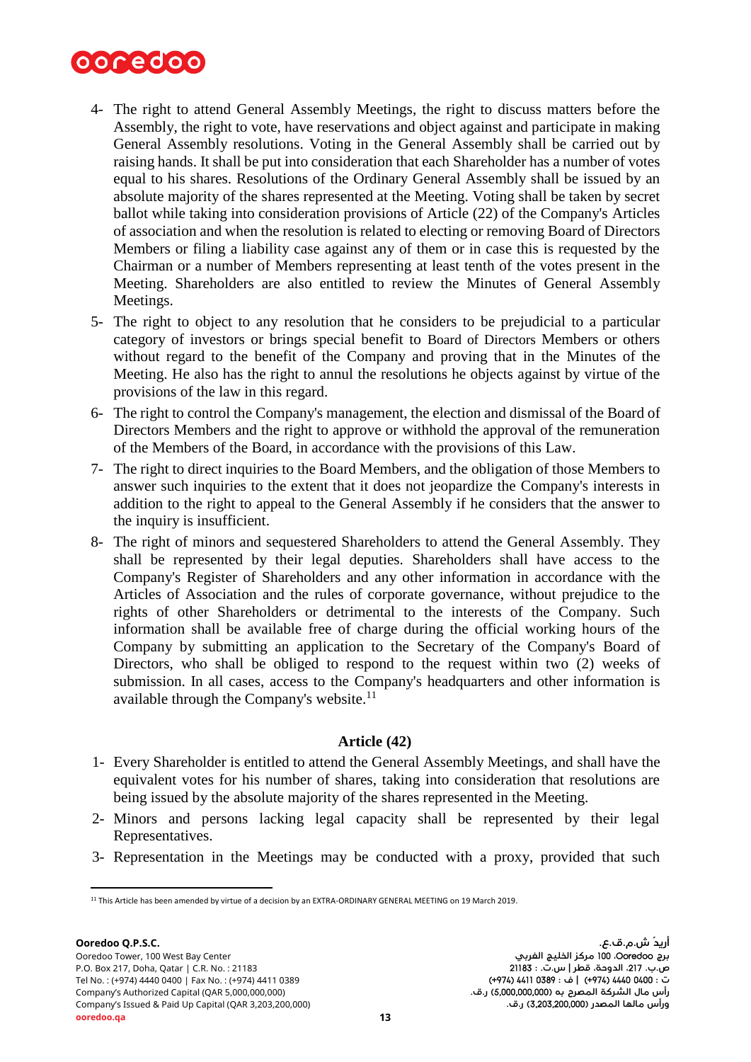4- The right to attend General Assembly Meetings, the right to discuss matters before the Assembly, the right to vote, have reservations and object against and participate in making General Assembly resolutions. Voting in the General Assembly shall be carried out by raising hands. It shall be put into consideration that each Shareholder has a number of votes equal to his shares. Resolutions of the Ordinary General Assembly shall be issued by an absolute majority of the shares represented at the Meeting. Voting shall be taken by secret ballot while taking into consideration provisions of Article (22) of the Company's Articles of association and when the resolution is related to electing or removing Board of Directors Members or filing a liability case against any of them or in case this is requested by the Chairman or a number of Members representing at least tenth of the votes present in the Meeting. Shareholders are also entitled to review the Minutes of General Assembly Meetings.

5- The right to object to any resolution that he considers to be prejudicial to a particular category of investors or brings special benefit to Board of Directors Members or others without regard to the benefit of the Company and proving that in the Minutes of the Meeting. He also has the right to annul the resolutions he objects against by virtue of the provisions of the law in this regard.

6- The right to control the Company's management, the election and dismissal of the Board of Directors Members and the right to approve or withhold the approval of the remuneration of the Members of the Board, in accordance with the provisions of this Law.

7- The right to direct inquiries to the Board Members, and the obligation of those Members to answer such inquiries to the extent that it does not jeopardize the Company's interests in addition to the right to appeal to the General Assembly if he considers that the answer to the inquiry is insufficient.

8- The right of minors and sequestered Shareholders to attend the General Assembly. They shall be represented by their legal deputies. Shareholders shall have access to the Company's Register of Shareholders and any other information in accordance with the Articles of Association and the rules of corporate governance, without prejudice to the rights of other Shareholders or detrimental to the interests of the Company. Such information shall be available free of charge during the official working hours of the Company by submitting an application to the Secretary of the Company's Board of Directors, who shall be obliged to respond to the request within two (2) weeks of submission. In all cases, access to the Company's headquarters and other information is available through the Company's website.[11]

**Article (42)**

1- Every Shareholder is entitled to attend the General Assembly Meetings, and shall have the equivalent votes for his number of shares, taking into consideration that resolutions are being issued by the absolute majority of the shares represented in the Meeting.

2- Minors and persons lacking legal capacity shall be represented by their legal Representatives.

3- Representation in the Meetings may be conducted with a proxy, provided that such

[11] This Article has been amended by virtue of a decision by an EXTRA-ORDINARY GENERAL MEETING on 19 March 2019.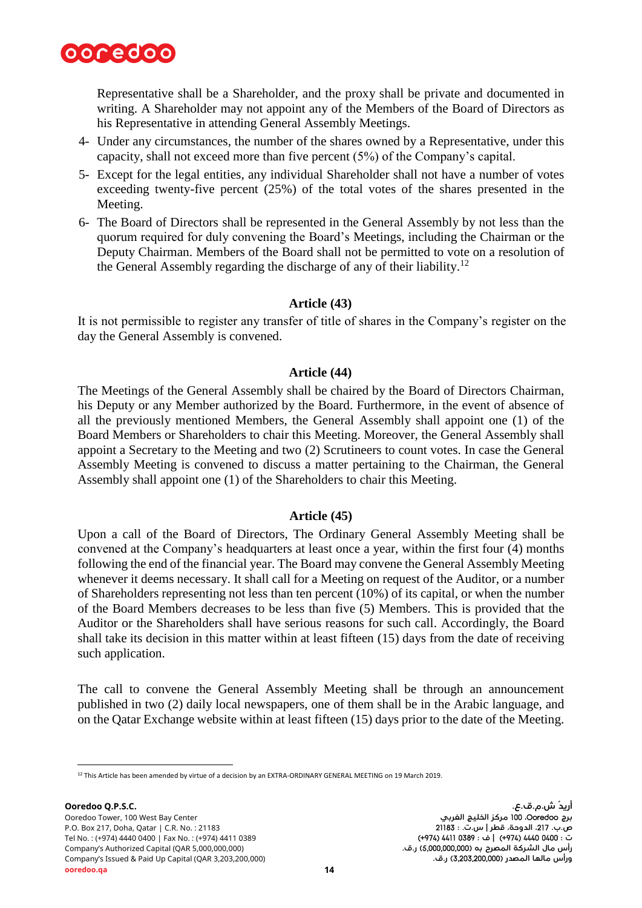Representative shall be a Shareholder, and the proxy shall be private and documented in writing. A Shareholder may not appoint any of the Members of the Board of Directors as his Representative in attending General Assembly Meetings.

4- Under any circumstances, the number of the shares owned by a Representative, under this capacity, shall not exceed more than five percent (5%) of the Company's capital.
5- Except for the legal entities, any individual Shareholder shall not have a number of votes exceeding twenty-five percent (25%) of the total votes of the shares presented in the Meeting.
6- The Board of Directors shall be represented in the General Assembly by not less than the quorum required for duly convening the Board's Meetings, including the Chairman or the Deputy Chairman. Members of the Board shall not be permitted to vote on a resolution of the General Assembly regarding the discharge of any of their liability.[12]

### Article (43)

It is not permissible to register any transfer of title of shares in the Company's register on the day the General Assembly is convened.

### Article (44)

The Meetings of the General Assembly shall be chaired by the Board of Directors Chairman, his Deputy or any Member authorized by the Board. Furthermore, in the event of absence of all the previously mentioned Members, the General Assembly shall appoint one (1) of the Board Members or Shareholders to chair this Meeting. Moreover, the General Assembly shall appoint a Secretary to the Meeting and two (2) Scrutineers to count votes. In case the General Assembly Meeting is convened to discuss a matter pertaining to the Chairman, the General Assembly shall appoint one (1) of the Shareholders to chair this Meeting.

### Article (45)

Upon a call of the Board of Directors, The Ordinary General Assembly Meeting shall be convened at the Company's headquarters at least once a year, within the first four (4) months following the end of the financial year. The Board may convene the General Assembly Meeting whenever it deems necessary. It shall call for a Meeting on request of the Auditor, or a number of Shareholders representing not less than ten percent (10%) of its capital, or when the number of the Board Members decreases to be less than five (5) Members. This is provided that the Auditor or the Shareholders shall have serious reasons for such call. Accordingly, the Board shall take its decision in this matter within at least fifteen (15) days from the date of receiving such application.

The call to convene the General Assembly Meeting shall be through an announcement published in two (2) daily local newspapers, one of them shall be in the Arabic language, and on the Qatar Exchange website within at least fifteen (15) days prior to the date of the Meeting.

[12] This Article has been amended by virtue of a decision by an EXTRA-ORDINARY GENERAL MEETING on 19 March 2019.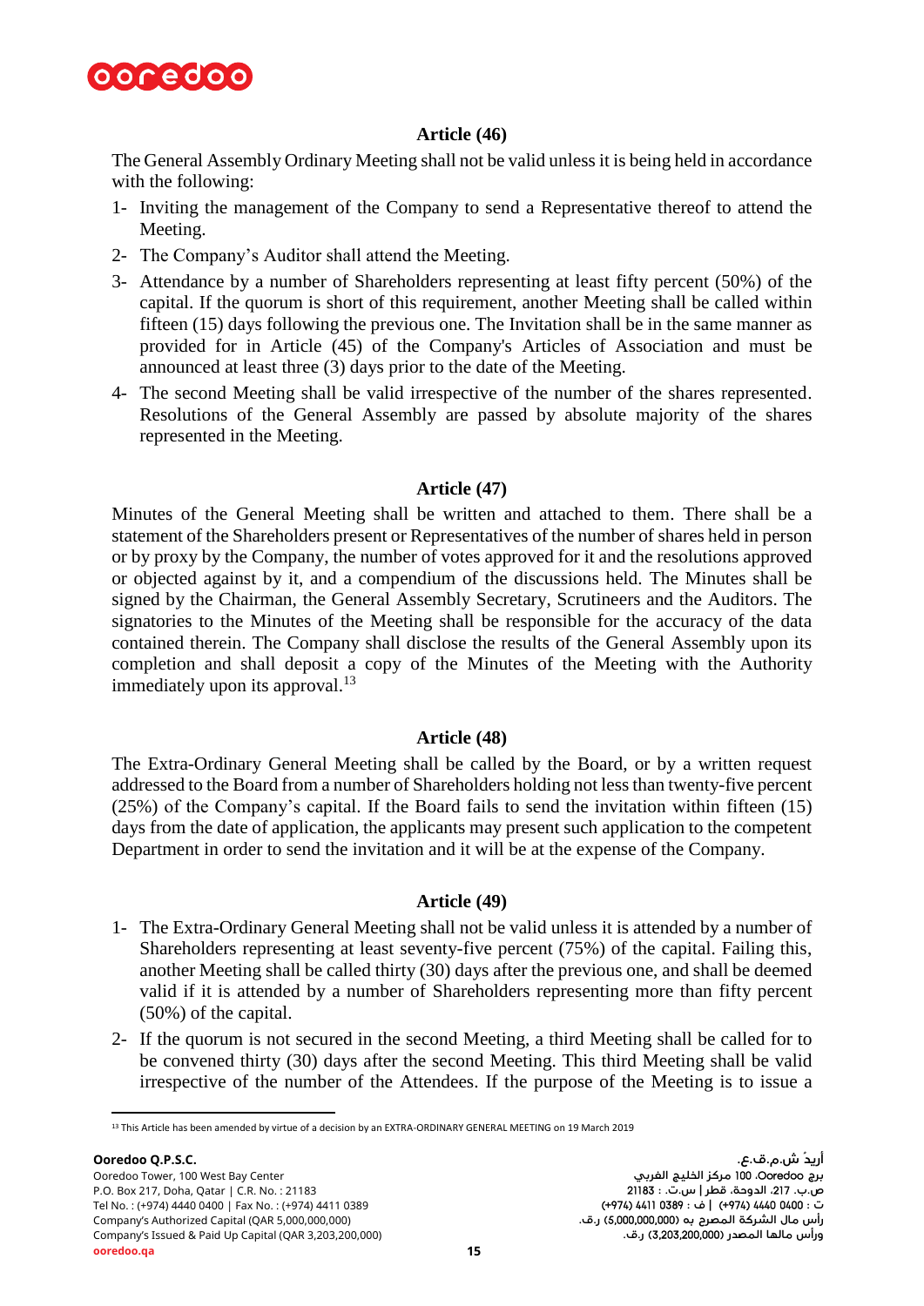### Article (46)

The General Assembly Ordinary Meeting shall not be valid unless it is being held in accordance with the following:

1- Inviting the management of the Company to send a Representative thereof to attend the Meeting.
2- The Company's Auditor shall attend the Meeting.
3- Attendance by a number of Shareholders representing at least fifty percent (50%) of the capital. If the quorum is short of this requirement, another Meeting shall be called within fifteen (15) days following the previous one. The Invitation shall be in the same manner as provided for in Article (45) of the Company's Articles of Association and must be announced at least three (3) days prior to the date of the Meeting.
4- The second Meeting shall be valid irrespective of the number of the shares represented. Resolutions of the General Assembly are passed by absolute majority of the shares represented in the Meeting.

### Article (47)

Minutes of the General Meeting shall be written and attached to them. There shall be a statement of the Shareholders present or Representatives of the number of shares held in person or by proxy by the Company, the number of votes approved for it and the resolutions approved or objected against by it, and a compendium of the discussions held. The Minutes shall be signed by the Chairman, the General Assembly Secretary, Scrutineers and the Auditors. The signatories to the Minutes of the Meeting shall be responsible for the accuracy of the data contained therein. The Company shall disclose the results of the General Assembly upon its completion and shall deposit a copy of the Minutes of the Meeting with the Authority immediately upon its approval.[13]

### Article (48)

The Extra-Ordinary General Meeting shall be called by the Board, or by a written request addressed to the Board from a number of Shareholders holding not less than twenty-five percent (25%) of the Company's capital. If the Board fails to send the invitation within fifteen (15) days from the date of application, the applicants may present such application to the competent Department in order to send the invitation and it will be at the expense of the Company.

### Article (49)

1- The Extra-Ordinary General Meeting shall not be valid unless it is attended by a number of Shareholders representing at least seventy-five percent (75%) of the capital. Failing this, another Meeting shall be called thirty (30) days after the previous one, and shall be deemed valid if it is attended by a number of Shareholders representing more than fifty percent (50%) of the capital.
2- If the quorum is not secured in the second Meeting, a third Meeting shall be called for to be convened thirty (30) days after the second Meeting. This third Meeting shall be valid irrespective of the number of the Attendees. If the purpose of the Meeting is to issue a

---

[13] This Article has been amended by virtue of a decision by an EXTRA-ORDINARY GENERAL MEETING on 19 March 2019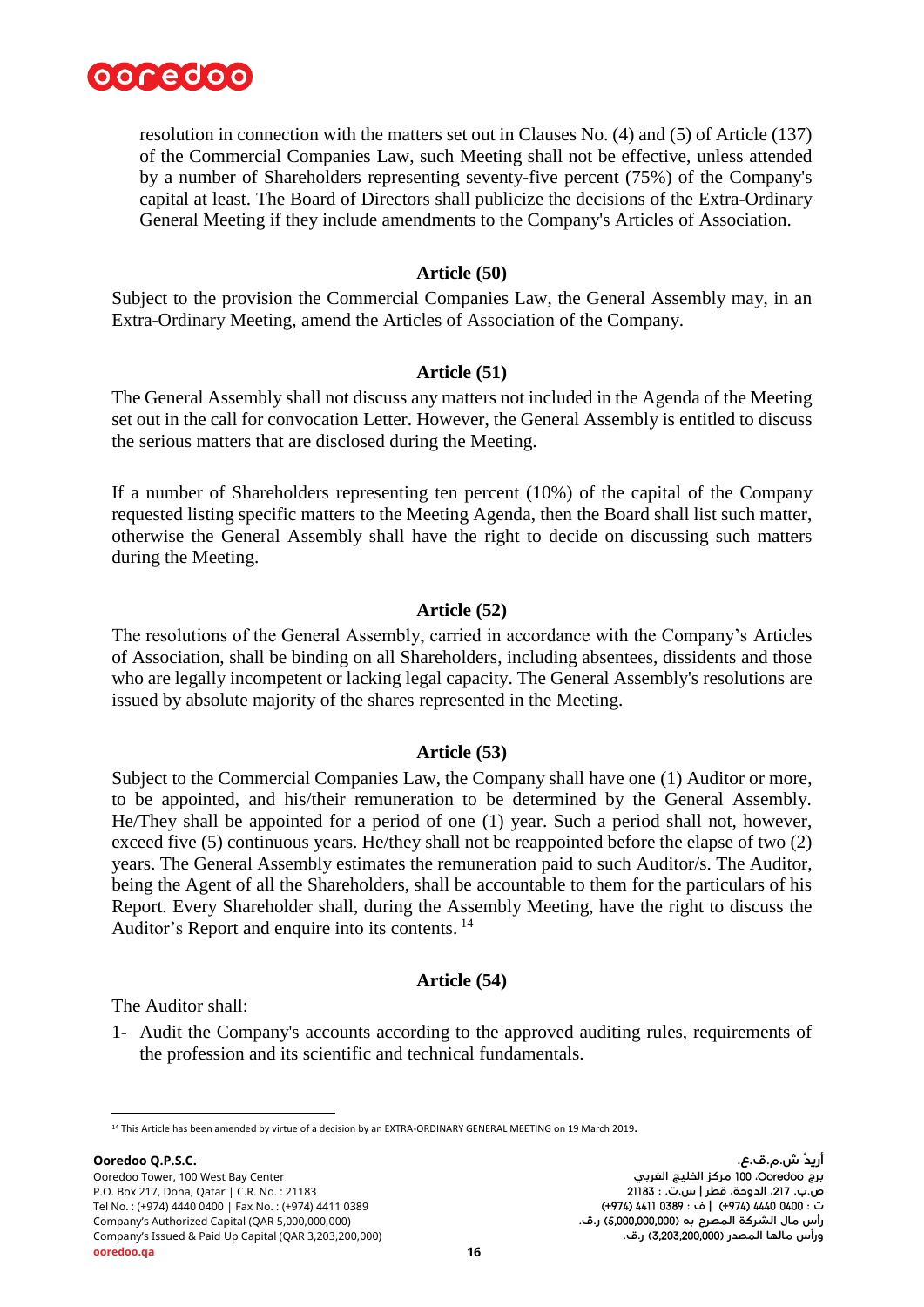resolution in connection with the matters set out in Clauses No. (4) and (5) of Article (137) of the Commercial Companies Law, such Meeting shall not be effective, unless attended by a number of Shareholders representing seventy-five percent (75%) of the Company's capital at least. The Board of Directors shall publicize the decisions of the Extra-Ordinary General Meeting if they include amendments to the Company's Articles of Association.

### Article (50)

Subject to the provision the Commercial Companies Law, the General Assembly may, in an Extra-Ordinary Meeting, amend the Articles of Association of the Company.

### Article (51)

The General Assembly shall not discuss any matters not included in the Agenda of the Meeting set out in the call for convocation Letter. However, the General Assembly is entitled to discuss the serious matters that are disclosed during the Meeting.

If a number of Shareholders representing ten percent (10%) of the capital of the Company requested listing specific matters to the Meeting Agenda, then the Board shall list such matter, otherwise the General Assembly shall have the right to decide on discussing such matters during the Meeting.

### Article (52)

The resolutions of the General Assembly, carried in accordance with the Company's Articles of Association, shall be binding on all Shareholders, including absentees, dissidents and those who are legally incompetent or lacking legal capacity. The General Assembly's resolutions are issued by absolute majority of the shares represented in the Meeting.

### Article (53)

Subject to the Commercial Companies Law, the Company shall have one (1) Auditor or more, to be appointed, and his/their remuneration to be determined by the General Assembly. He/They shall be appointed for a period of one (1) year. Such a period shall not, however, exceed five (5) continuous years. He/they shall not be reappointed before the elapse of two (2) years. The General Assembly estimates the remuneration paid to such Auditor/s. The Auditor, being the Agent of all the Shareholders, shall be accountable to them for the particulars of his Report. Every Shareholder shall, during the Assembly Meeting, have the right to discuss the Auditor's Report and enquire into its contents. [14]

### Article (54)

The Auditor shall:

1- Audit the Company's accounts according to the approved auditing rules, requirements of the profession and its scientific and technical fundamentals.

---

[14] This Article has been amended by virtue of a decision by an EXTRA-ORDINARY GENERAL MEETING on 19 March 2019.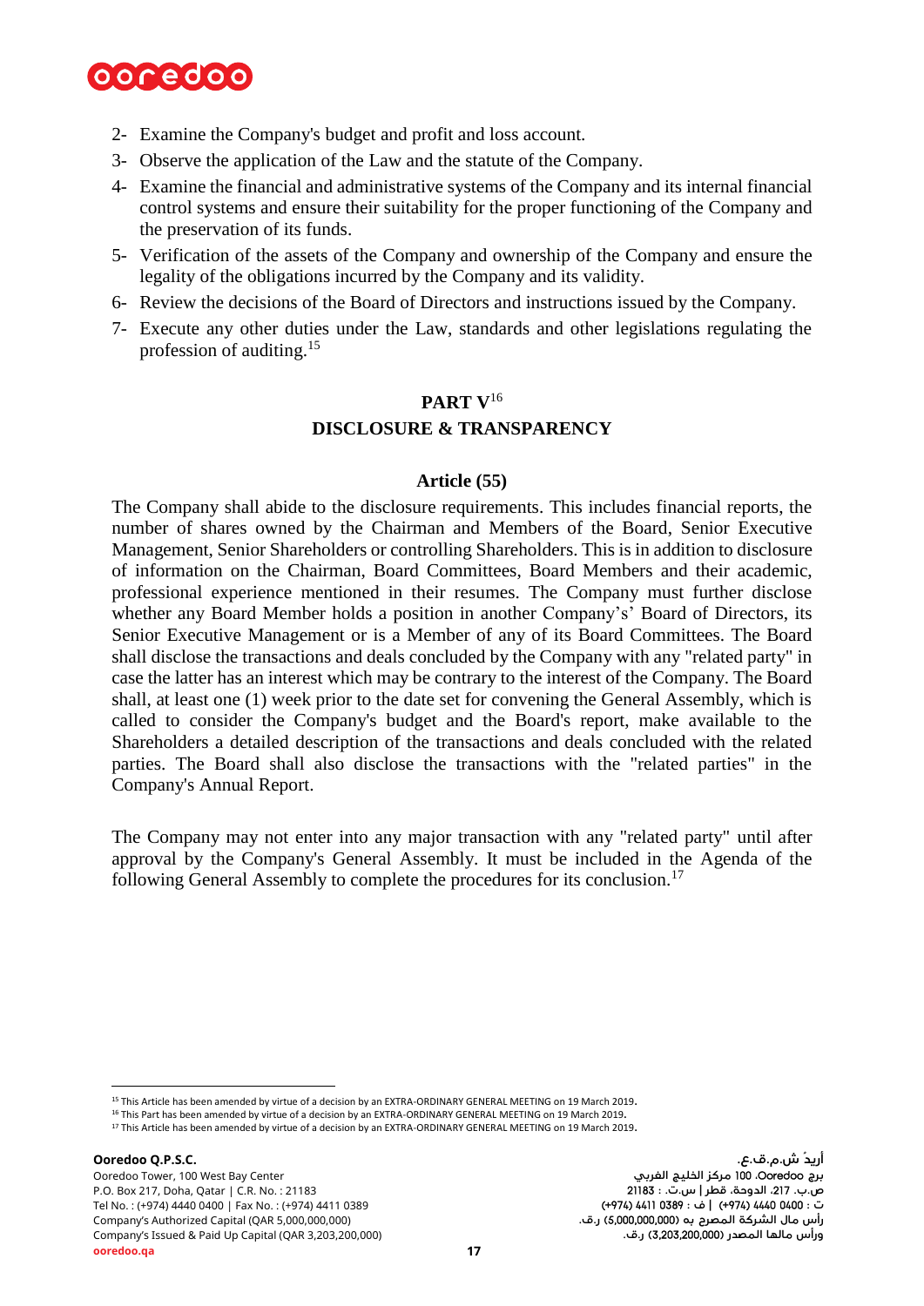2- Examine the Company's budget and profit and loss account.
3- Observe the application of the Law and the statute of the Company.
4- Examine the financial and administrative systems of the Company and its internal financial control systems and ensure their suitability for the proper functioning of the Company and the preservation of its funds.
5- Verification of the assets of the Company and ownership of the Company and ensure the legality of the obligations incurred by the Company and its validity.
6- Review the decisions of the Board of Directors and instructions issued by the Company.
7- Execute any other duties under the Law, standards and other legislations regulating the profession of auditing.[15]

## PART V[16]
## DISCLOSURE & TRANSPARENCY

### Article (55)

The Company shall abide to the disclosure requirements. This includes financial reports, the number of shares owned by the Chairman and Members of the Board, Senior Executive Management, Senior Shareholders or controlling Shareholders. This is in addition to disclosure of information on the Chairman, Board Committees, Board Members and their academic, professional experience mentioned in their resumes. The Company must further disclose whether any Board Member holds a position in another Company's' Board of Directors, its Senior Executive Management or is a Member of any of its Board Committees. The Board shall disclose the transactions and deals concluded by the Company with any "related party" in case the latter has an interest which may be contrary to the interest of the Company. The Board shall, at least one (1) week prior to the date set for convening the General Assembly, which is called to consider the Company's budget and the Board's report, make available to the Shareholders a detailed description of the transactions and deals concluded with the related parties. The Board shall also disclose the transactions with the "related parties" in the Company's Annual Report.

The Company may not enter into any major transaction with any "related party" until after approval by the Company's General Assembly. It must be included in the Agenda of the following General Assembly to complete the procedures for its conclusion.[17]

---

[15] This Article has been amended by virtue of a decision by an EXTRA-ORDINARY GENERAL MEETING on 19 March 2019.
[16] This Part has been amended by virtue of a decision by an EXTRA-ORDINARY GENERAL MEETING on 19 March 2019.
[17] This Article has been amended by virtue of a decision by an EXTRA-ORDINARY GENERAL MEETING on 19 March 2019.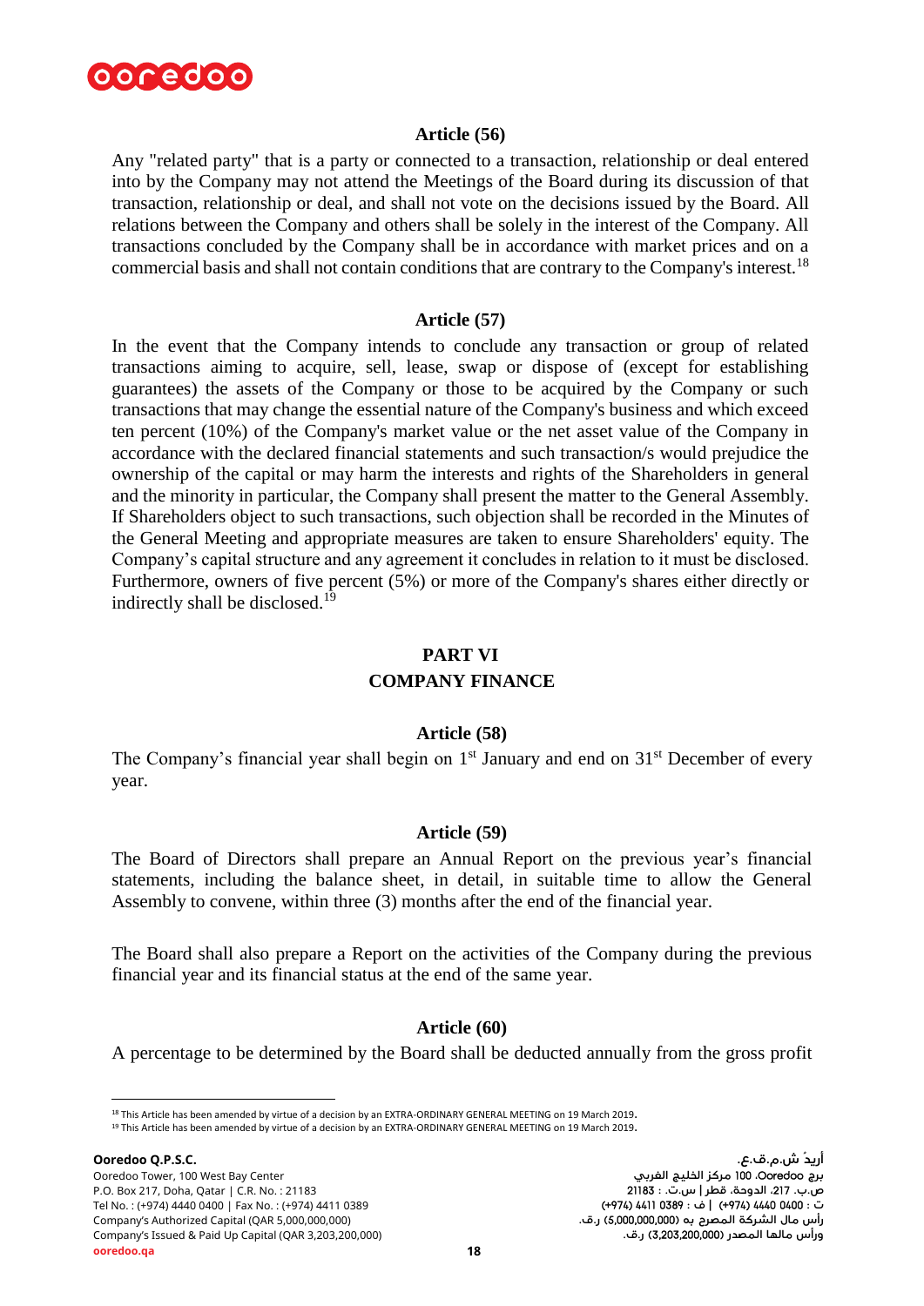### Article (56)

Any "related party" that is a party or connected to a transaction, relationship or deal entered into by the Company may not attend the Meetings of the Board during its discussion of that transaction, relationship or deal, and shall not vote on the decisions issued by the Board. All relations between the Company and others shall be solely in the interest of the Company. All transactions concluded by the Company shall be in accordance with market prices and on a commercial basis and shall not contain conditions that are contrary to the Company's interest.[18]

### Article (57)

In the event that the Company intends to conclude any transaction or group of related transactions aiming to acquire, sell, lease, swap or dispose of (except for establishing guarantees) the assets of the Company or those to be acquired by the Company or such transactions that may change the essential nature of the Company's business and which exceed ten percent (10%) of the Company's market value or the net asset value of the Company in accordance with the declared financial statements and such transaction/s would prejudice the ownership of the capital or may harm the interests and rights of the Shareholders in general and the minority in particular, the Company shall present the matter to the General Assembly. If Shareholders object to such transactions, such objection shall be recorded in the Minutes of the General Meeting and appropriate measures are taken to ensure Shareholders' equity. The Company's capital structure and any agreement it concludes in relation to it must be disclosed. Furthermore, owners of five percent (5%) or more of the Company's shares either directly or indirectly shall be disclosed.[19]

## PART VI
## COMPANY FINANCE

### Article (58)

The Company's financial year shall begin on 1st January and end on 31st December of every year.

### Article (59)

The Board of Directors shall prepare an Annual Report on the previous year's financial statements, including the balance sheet, in detail, in suitable time to allow the General Assembly to convene, within three (3) months after the end of the financial year.

The Board shall also prepare a Report on the activities of the Company during the previous financial year and its financial status at the end of the same year.

### Article (60)

A percentage to be determined by the Board shall be deducted annually from the gross profit

---

[18] This Article has been amended by virtue of a decision by an EXTRA-ORDINARY GENERAL MEETING on 19 March 2019.

[19] This Article has been amended by virtue of a decision by an EXTRA-ORDINARY GENERAL MEETING on 19 March 2019.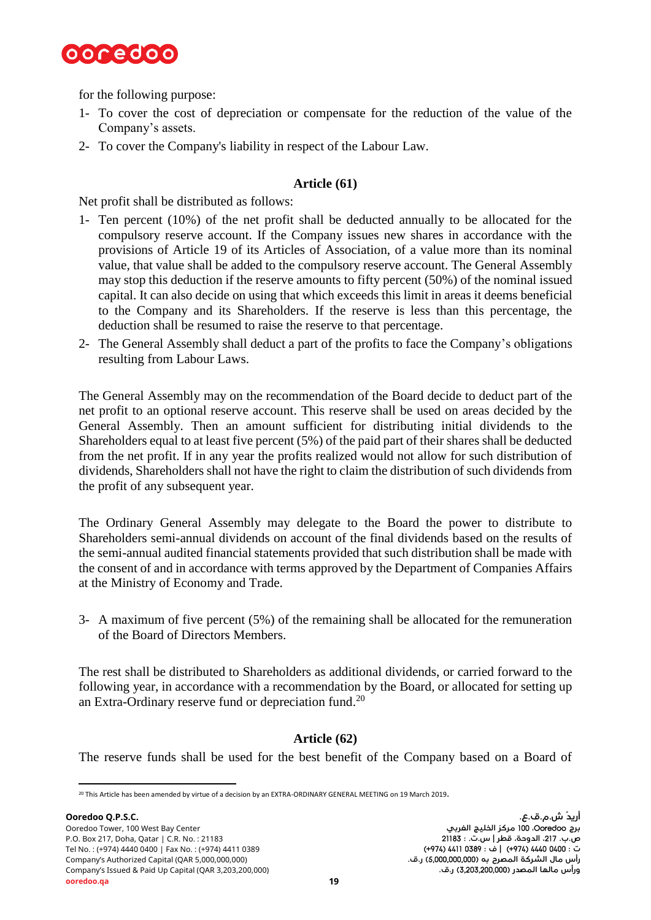for the following purpose:

1- To cover the cost of depreciation or compensate for the reduction of the value of the Company's assets.
2- To cover the Company's liability in respect of the Labour Law.

### Article (61)

Net profit shall be distributed as follows:

1- Ten percent (10%) of the net profit shall be deducted annually to be allocated for the compulsory reserve account. If the Company issues new shares in accordance with the provisions of Article 19 of its Articles of Association, of a value more than its nominal value, that value shall be added to the compulsory reserve account. The General Assembly may stop this deduction if the reserve amounts to fifty percent (50%) of the nominal issued capital. It can also decide on using that which exceeds this limit in areas it deems beneficial to the Company and its Shareholders. If the reserve is less than this percentage, the deduction shall be resumed to raise the reserve to that percentage.
2- The General Assembly shall deduct a part of the profits to face the Company's obligations resulting from Labour Laws.

The General Assembly may on the recommendation of the Board decide to deduct part of the net profit to an optional reserve account. This reserve shall be used on areas decided by the General Assembly. Then an amount sufficient for distributing initial dividends to the Shareholders equal to at least five percent (5%) of the paid part of their shares shall be deducted from the net profit. If in any year the profits realized would not allow for such distribution of dividends, Shareholders shall not have the right to claim the distribution of such dividends from the profit of any subsequent year.

The Ordinary General Assembly may delegate to the Board the power to distribute to Shareholders semi-annual dividends on account of the final dividends based on the results of the semi-annual audited financial statements provided that such distribution shall be made with the consent of and in accordance with terms approved by the Department of Companies Affairs at the Ministry of Economy and Trade.

3- A maximum of five percent (5%) of the remaining shall be allocated for the remuneration of the Board of Directors Members.

The rest shall be distributed to Shareholders as additional dividends, or carried forward to the following year, in accordance with a recommendation by the Board, or allocated for setting up an Extra-Ordinary reserve fund or depreciation fund.[20]

### Article (62)

The reserve funds shall be used for the best benefit of the Company based on a Board of

[20] This Article has been amended by virtue of a decision by an EXTRA-ORDINARY GENERAL MEETING on 19 March 2019.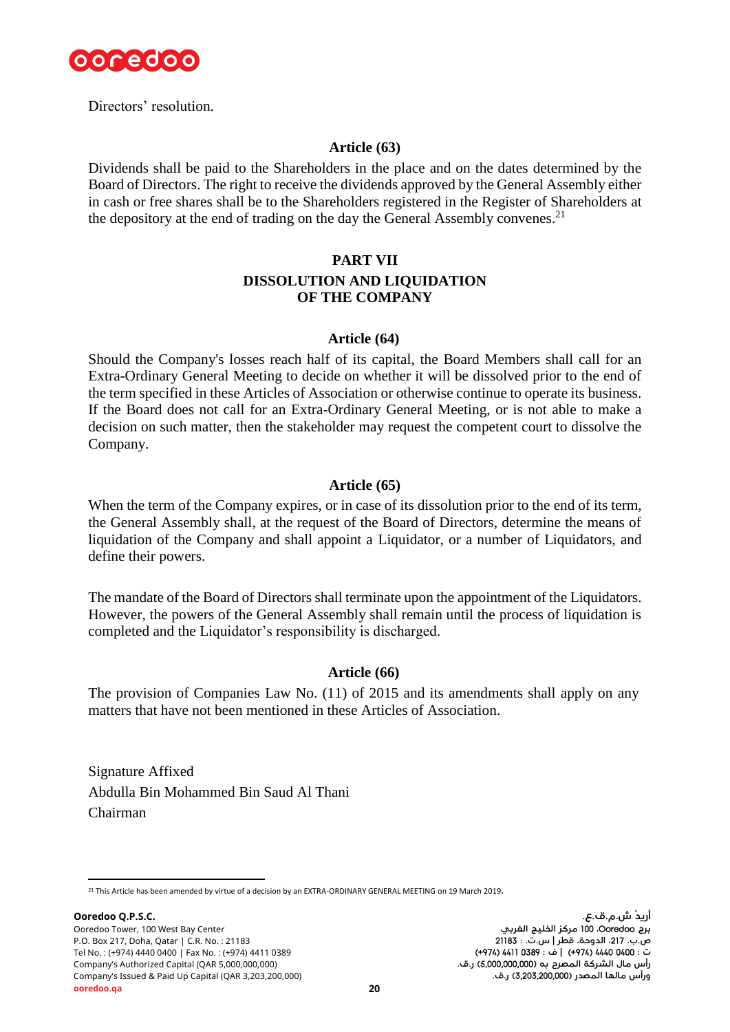Directors' resolution.

### Article (63)

Dividends shall be paid to the Shareholders in the place and on the dates determined by the Board of Directors. The right to receive the dividends approved by the General Assembly either in cash or free shares shall be to the Shareholders registered in the Register of Shareholders at the depository at the end of trading on the day the General Assembly convenes.[21]

## PART VII

## DISSOLUTION AND LIQUIDATION OF THE COMPANY

### Article (64)

Should the Company's losses reach half of its capital, the Board Members shall call for an Extra-Ordinary General Meeting to decide on whether it will be dissolved prior to the end of the term specified in these Articles of Association or otherwise continue to operate its business. If the Board does not call for an Extra-Ordinary General Meeting, or is not able to make a decision on such matter, then the stakeholder may request the competent court to dissolve the Company.

### Article (65)

When the term of the Company expires, or in case of its dissolution prior to the end of its term, the General Assembly shall, at the request of the Board of Directors, determine the means of liquidation of the Company and shall appoint a Liquidator, or a number of Liquidators, and define their powers.

The mandate of the Board of Directors shall terminate upon the appointment of the Liquidators. However, the powers of the General Assembly shall remain until the process of liquidation is completed and the Liquidator's responsibility is discharged.

### Article (66)

The provision of Companies Law No. (11) of 2015 and its amendments shall apply on any matters that have not been mentioned in these Articles of Association.

Signature Affixed
Abdulla Bin Mohammed Bin Saud Al Thani
Chairman

---

[21] This Article has been amended by virtue of a decision by an EXTRA-ORDINARY GENERAL MEETING on 19 March 2019.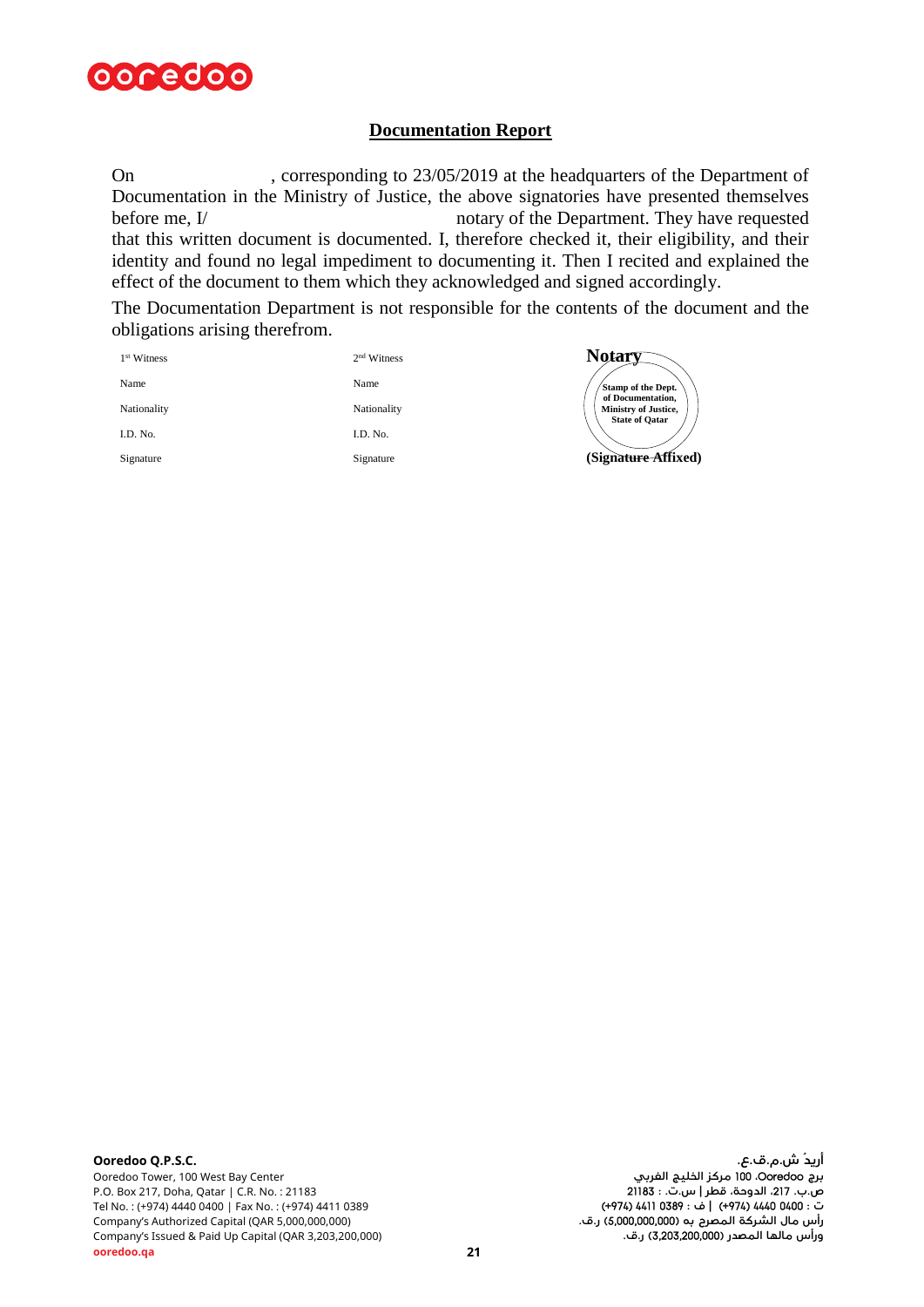## Documentation Report

On                         , corresponding to 23/05/2019 at the headquarters of the Department of Documentation in the Ministry of Justice, the above signatories have presented themselves before me, I/                                        notary of the Department. They have requested that this written document is documented. I, therefore checked it, their eligibility, and their identity and found no legal impediment to documenting it. Then I recited and explained the effect of the document to them which they acknowledged and signed accordingly.

The Documentation Department is not responsible for the contents of the document and the obligations arising therefrom.

| 1st Witness | 2nd Witness | **Notary** |
|---|---|---|
| Name | Name | **Stamp of the Dept. of Documentation, Ministry of Justice, State of Qatar** |
| Nationality | Nationality | |
| I.D. No. | I.D. No. | |
| Signature | Signature | **(Signature Affixed)** |

**Ooredoo Q.P.S.C.**
Ooredoo Tower, 100 West Bay Center
P.O. Box 217, Doha, Qatar | C.R. No. : 21183
Tel No. : (+974) 4440 0400 | Fax No. : (+974) 4411 0389
Company's Authorized Capital (QAR 5,000,000,000)
Company's Issued & Paid Up Capital (QAR 3,203,200,000)
**ooredoo.qa**

**أريدُ ش.م.ق.ع.**
برج Ooredoo، 100 مركز الخليج الغربي
ص.ب. 217، الدوحة، قطر | س.ت. : 21183
ت : 0400 4440 (974+) | ف : 0389 4411 (974+)
رأس مال الشركة المصرح به (5,000,000,000) ر.ق.
ورأس مالها المصدر (3,203,200,000) ر.ق.